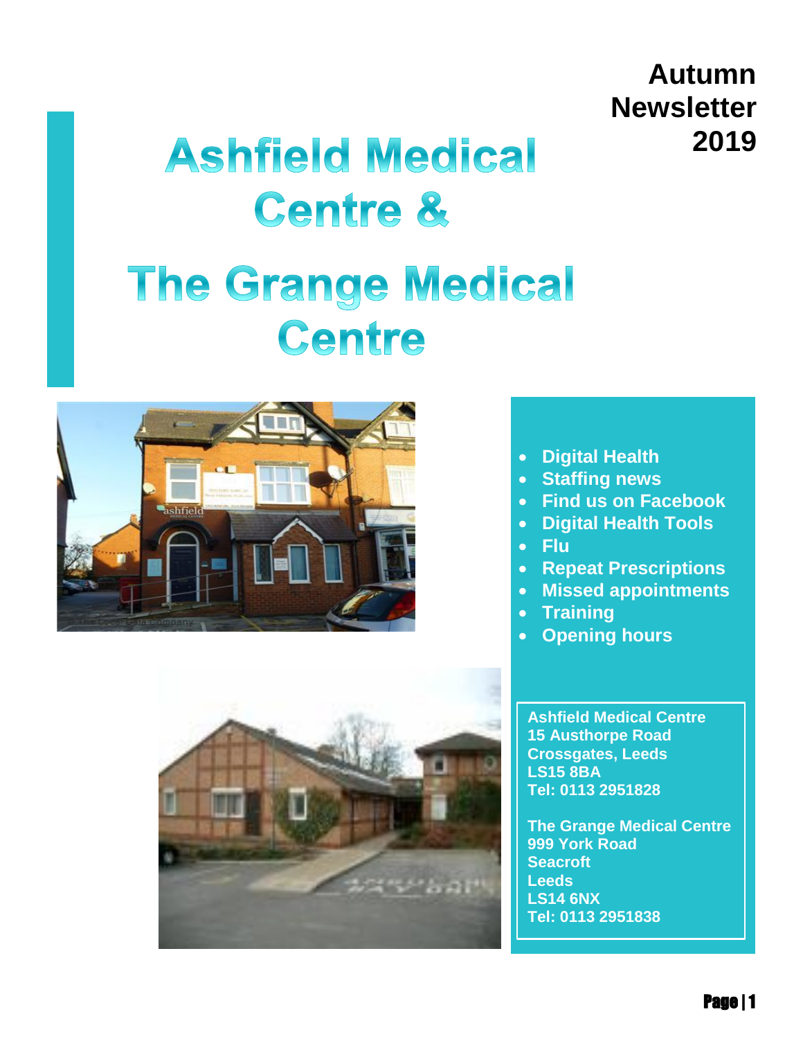**Autumn Newsletter 2019**

# Ashfield Medical Centre &

# The Grange Medical Centre

- Digital Health
- Staffing news
- Find us on Facebook
- Digital Health Tools
- Flu
- Repeat Prescriptions
- Missed appointments
- Training
- Opening hours

**Ashfield Medical Centre**
**15 Austhorpe Road**
**Crossgates, Leeds**
**LS15 8BA**
**Tel: 0113 2951828**

**The Grange Medical Centre**
**999 York Road**
**Seacroft**
**Leeds**
**LS14 6NX**
**Tel: 0113 2951838**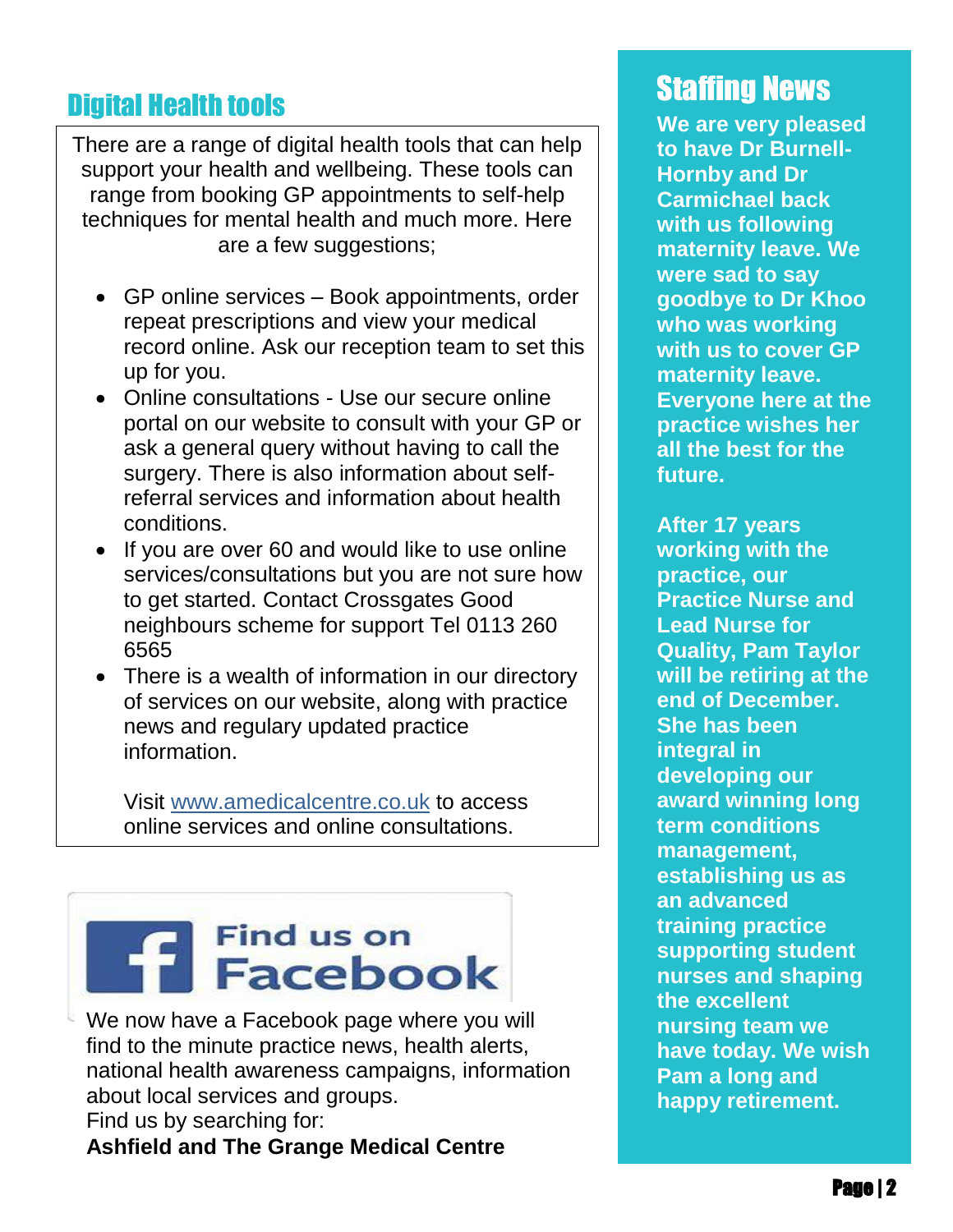## Digital Health tools

There are a range of digital health tools that can help support your health and wellbeing. These tools can range from booking GP appointments to self-help techniques for mental health and much more. Here are a few suggestions;

- GP online services – Book appointments, order repeat prescriptions and view your medical record online. Ask our reception team to set this up for you.
- Online consultations - Use our secure online portal on our website to consult with your GP or ask a general query without having to call the surgery. There is also information about self-referral services and information about health conditions.
- If you are over 60 and would like to use online services/consultations but you are not sure how to get started. Contact Crossgates Good neighbours scheme for support Tel 0113 260 6565
- There is a wealth of information in our directory of services on our website, along with practice news and regulary updated practice information.

Visit www.amedicalcentre.co.uk to access online services and online consultations.

Find us on Facebook

We now have a Facebook page where you will find to the minute practice news, health alerts, national health awareness campaigns, information about local services and groups.
Find us by searching for:
**Ashfield and The Grange Medical Centre**

## Staffing News

**We are very pleased to have Dr Burnell-Hornby and Dr Carmichael back with us following maternity leave. We were sad to say goodbye to Dr Khoo who was working with us to cover GP maternity leave. Everyone here at the practice wishes her all the best for the future.**

**After 17 years working with the practice, our Practice Nurse and Lead Nurse for Quality, Pam Taylor will be retiring at the end of December. She has been integral in developing our award winning long term conditions management, establishing us as an advanced training practice supporting student nurses and shaping the excellent nursing team we have today. We wish Pam a long and happy retirement.**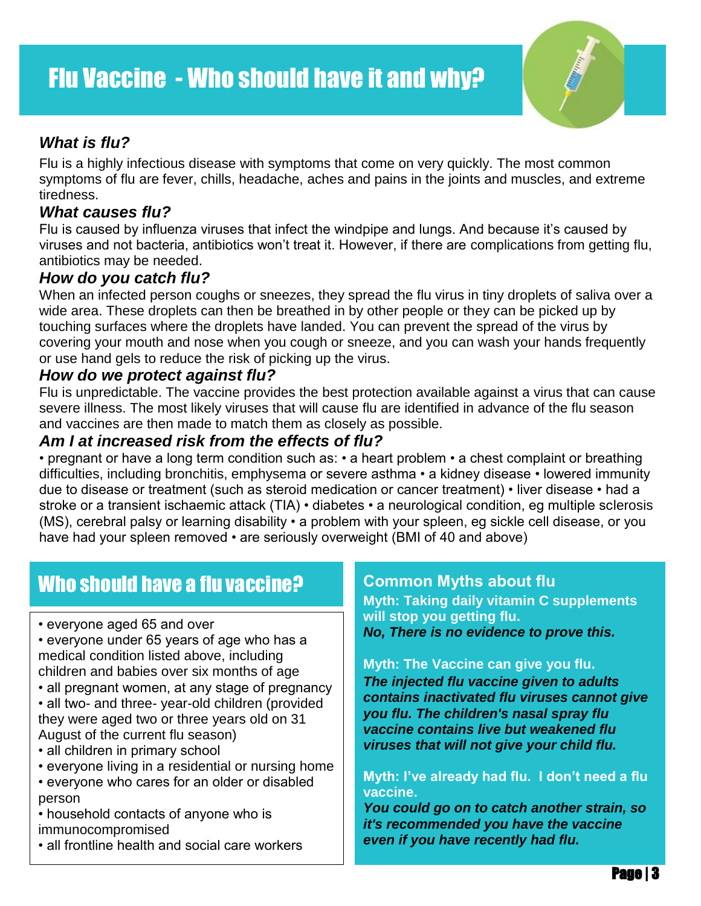# Flu Vaccine - Who should have it and why?

### *What is flu?*

Flu is a highly infectious disease with symptoms that come on very quickly. The most common symptoms of flu are fever, chills, headache, aches and pains in the joints and muscles, and extreme tiredness.

### *What causes flu?*

Flu is caused by influenza viruses that infect the windpipe and lungs. And because it's caused by viruses and not bacteria, antibiotics won't treat it. However, if there are complications from getting flu, antibiotics may be needed.

### *How do you catch flu?*

When an infected person coughs or sneezes, they spread the flu virus in tiny droplets of saliva over a wide area. These droplets can then be breathed in by other people or they can be picked up by touching surfaces where the droplets have landed. You can prevent the spread of the virus by covering your mouth and nose when you cough or sneeze, and you can wash your hands frequently or use hand gels to reduce the risk of picking up the virus.

### *How do we protect against flu?*

Flu is unpredictable. The vaccine provides the best protection available against a virus that can cause severe illness. The most likely viruses that will cause flu are identified in advance of the flu season and vaccines are then made to match them as closely as possible.

### *Am I at increased risk from the effects of flu?*

• pregnant or have a long term condition such as: • a heart problem • a chest complaint or breathing difficulties, including bronchitis, emphysema or severe asthma • a kidney disease • lowered immunity due to disease or treatment (such as steroid medication or cancer treatment) • liver disease • had a stroke or a transient ischaemic attack (TIA) • diabetes • a neurological condition, eg multiple sclerosis (MS), cerebral palsy or learning disability • a problem with your spleen, eg sickle cell disease, or you have had your spleen removed • are seriously overweight (BMI of 40 and above)

## Who should have a flu vaccine?

- everyone aged 65 and over
- everyone under 65 years of age who has a medical condition listed above, including children and babies over six months of age
- all pregnant women, at any stage of pregnancy
- all two- and three- year-old children (provided they were aged two or three years old on 31 August of the current flu season)
- all children in primary school
- everyone living in a residential or nursing home
- everyone who cares for an older or disabled person
- household contacts of anyone who is immunocompromised
- all frontline health and social care workers

## Common Myths about flu

**Myth: Taking daily vitamin C supplements will stop you getting flu.**
***No, There is no evidence to prove this.***

**Myth: The Vaccine can give you flu.**
***The injected flu vaccine given to adults contains inactivated flu viruses cannot give you flu. The children's nasal spray flu vaccine contains live but weakened flu viruses that will not give your child flu.***

**Myth: I've already had flu. I don't need a flu vaccine.**
***You could go on to catch another strain, so it's recommended you have the vaccine even if you have recently had flu.***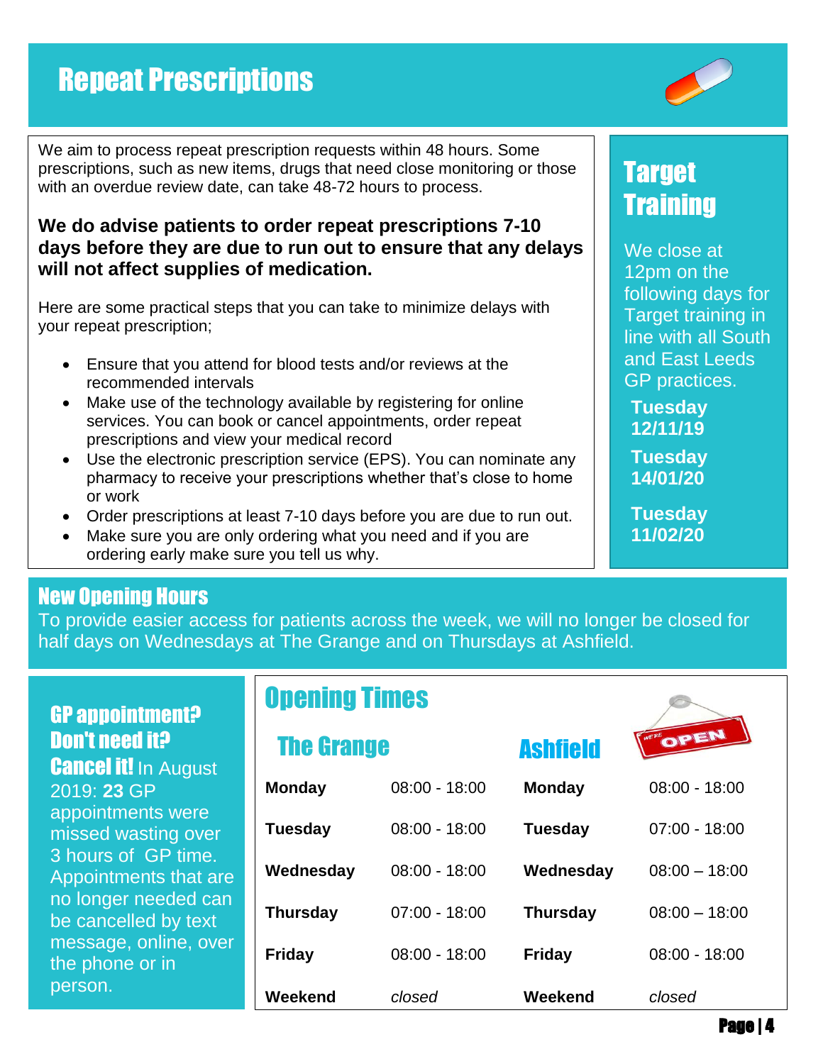# Repeat Prescriptions

We aim to process repeat prescription requests within 48 hours. Some prescriptions, such as new items, drugs that need close monitoring or those with an overdue review date, can take 48-72 hours to process.

**We do advise patients to order repeat prescriptions 7-10 days before they are due to run out to ensure that any delays will not affect supplies of medication.**

Here are some practical steps that you can take to minimize delays with your repeat prescription;

- Ensure that you attend for blood tests and/or reviews at the recommended intervals
- Make use of the technology available by registering for online services. You can book or cancel appointments, order repeat prescriptions and view your medical record
- Use the electronic prescription service (EPS). You can nominate any pharmacy to receive your prescriptions whether that's close to home or work
- Order prescriptions at least 7-10 days before you are due to run out.
- Make sure you are only ordering what you need and if you are ordering early make sure you tell us why.

## Target Training

We close at 12pm on the following days for Target training in line with all South and East Leeds GP practices.

**Tuesday 12/11/19**

**Tuesday 14/01/20**

**Tuesday 11/02/20**

## New Opening Hours

To provide easier access for patients across the week, we will no longer be closed for half days on Wednesdays at The Grange and on Thursdays at Ashfield.

## GP appointment? Don't need it? Cancel it!

In August 2019: **23** GP appointments were missed wasting over 3 hours of GP time. Appointments that are no longer needed can be cancelled by text message, online, over the phone or in person.

## Opening Times

| The Grange | | Ashfield | |
|---|---|---|---|
| **Monday** | 08:00 - 18:00 | **Monday** | 08:00 - 18:00 |
| **Tuesday** | 08:00 - 18:00 | **Tuesday** | 07:00 - 18:00 |
| **Wednesday** | 08:00 - 18:00 | **Wednesday** | 08:00 – 18:00 |
| **Thursday** | 07:00 - 18:00 | **Thursday** | 08:00 – 18:00 |
| **Friday** | 08:00 - 18:00 | **Friday** | 08:00 - 18:00 |
| **Weekend** | *closed* | **Weekend** | *closed* |